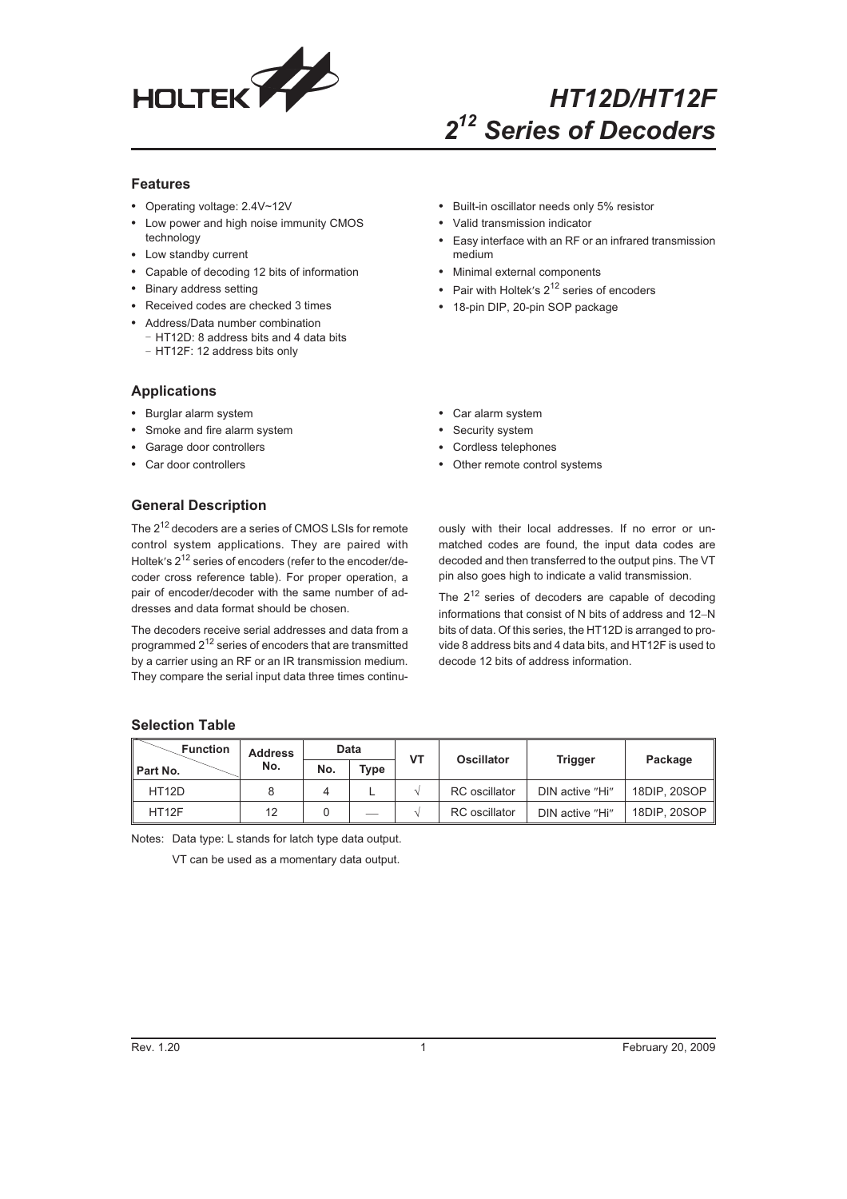# HT12D/HT12F
## $2^{12}$ Series of Decoders

### Features

- Operating voltage: 2.4V~12V
- Low power and high noise immunity CMOS technology
- Low standby current
- Capable of decoding 12 bits of information
- Binary address setting
- Received codes are checked 3 times
- Address/Data number combination
  - HT12D: 8 address bits and 4 data bits
  - HT12F: 12 address bits only
- Built-in oscillator needs only 5% resistor
- Valid transmission indicator
- Easy interface with an RF or an infrared transmission medium
- Minimal external components
- Pair with Holtek's $2^{12}$ series of encoders
- 18-pin DIP, 20-pin SOP package

### Applications

- Burglar alarm system
- Smoke and fire alarm system
- Garage door controllers
- Car door controllers
- Car alarm system
- Security system
- Cordless telephones
- Other remote control systems

### General Description

The $2^{12}$ decoders are a series of CMOS LSIs for remote control system applications. They are paired with Holtek's $2^{12}$ series of encoders (refer to the encoder/decoder cross reference table). For proper operation, a pair of encoder/decoder with the same number of addresses and data format should be chosen.

The decoders receive serial addresses and data from a programmed $2^{12}$ series of encoders that are transmitted by a carrier using an RF or an IR transmission medium. They compare the serial input data three times continuously with their local addresses. If no error or unmatched codes are found, the input data codes are decoded and then transferred to the output pins. The VT pin also goes high to indicate a valid transmission.

The $2^{12}$ series of decoders are capable of decoding informations that consist of N bits of address and 12–N bits of data. Of this series, the HT12D is arranged to provide 8 address bits and 4 data bits, and HT12F is used to decode 12 bits of address information.

### Selection Table

| Function / Part No. | Address No. | Data | | VT | Oscillator | Trigger | Package |
|---|---|---|---|---|---|---|---|
| | | No. | Type | | | | |
| HT12D | 8 | 4 | L | √ | RC oscillator | DIN active "Hi" | 18DIP, 20SOP |
| HT12F | 12 | 0 | — | √ | RC oscillator | DIN active "Hi" | 18DIP, 20SOP |

Notes: Data type: L stands for latch type data output.

VT can be used as a momentary data output.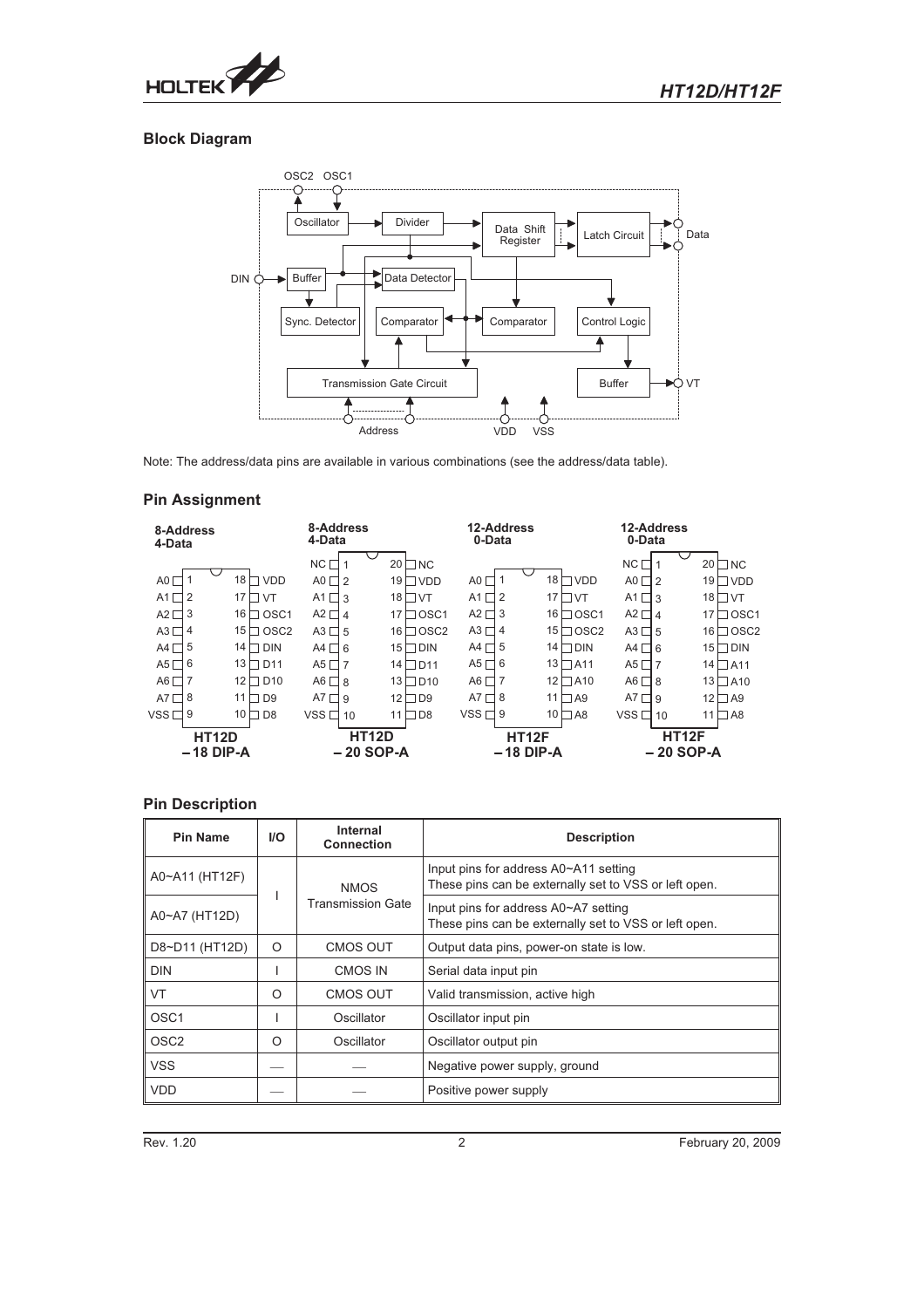## Block Diagram

Note: The address/data pins are available in various combinations (see the address/data table).

## Pin Assignment

**8-Address 4-Data — HT12D – 18 DIP-A**

| Pin | Name | Pin | Name |
|---|---|---|---|
| 1 | A0 | 18 | VDD |
| 2 | A1 | 17 | VT |
| 3 | A2 | 16 | OSC1 |
| 4 | A3 | 15 | OSC2 |
| 5 | A4 | 14 | DIN |
| 6 | A5 | 13 | D11 |
| 7 | A6 | 12 | D10 |
| 8 | A7 | 11 | D9 |
| 9 | VSS | 10 | D8 |

**8-Address 4-Data — HT12D – 20 SOP-A**

| Pin | Name | Pin | Name |
|---|---|---|---|
| 1 | NC | 20 | NC |
| 2 | A0 | 19 | VDD |
| 3 | A1 | 18 | VT |
| 4 | A2 | 17 | OSC1 |
| 5 | A3 | 16 | OSC2 |
| 6 | A4 | 15 | DIN |
| 7 | A5 | 14 | D11 |
| 8 | A6 | 13 | D10 |
| 9 | A7 | 12 | D9 |
| 10 | VSS | 11 | D8 |

**12-Address 0-Data — HT12F – 18 DIP-A**

| Pin | Name | Pin | Name |
|---|---|---|---|
| 1 | A0 | 18 | VDD |
| 2 | A1 | 17 | VT |
| 3 | A2 | 16 | OSC1 |
| 4 | A3 | 15 | OSC2 |
| 5 | A4 | 14 | DIN |
| 6 | A5 | 13 | A11 |
| 7 | A6 | 12 | A10 |
| 8 | A7 | 11 | A9 |
| 9 | VSS | 10 | A8 |

**12-Address 0-Data — HT12F – 20 SOP-A**

| Pin | Name | Pin | Name |
|---|---|---|---|
| 1 | NC | 20 | NC |
| 2 | A0 | 19 | VDD |
| 3 | A1 | 18 | VT |
| 4 | A2 | 17 | OSC1 |
| 5 | A3 | 16 | OSC2 |
| 6 | A4 | 15 | DIN |
| 7 | A5 | 14 | A11 |
| 8 | A6 | 13 | A10 |
| 9 | A7 | 12 | A9 |
| 10 | VSS | 11 | A8 |

## Pin Description

| Pin Name | I/O | Internal Connection | Description |
|---|---|---|---|
| A0~A11 (HT12F) | I | NMOS Transmission Gate | Input pins for address A0~A11 setting<br>These pins can be externally set to VSS or left open. |
| A0~A7 (HT12D) | I | NMOS Transmission Gate | Input pins for address A0~A7 setting<br>These pins can be externally set to VSS or left open. |
| D8~D11 (HT12D) | O | CMOS OUT | Output data pins, power-on state is low. |
| DIN | I | CMOS IN | Serial data input pin |
| VT | O | CMOS OUT | Valid transmission, active high |
| OSC1 | I | Oscillator | Oscillator input pin |
| OSC2 | O | Oscillator | Oscillator output pin |
| VSS | — | — | Negative power supply, ground |
| VDD | — | — | Positive power supply |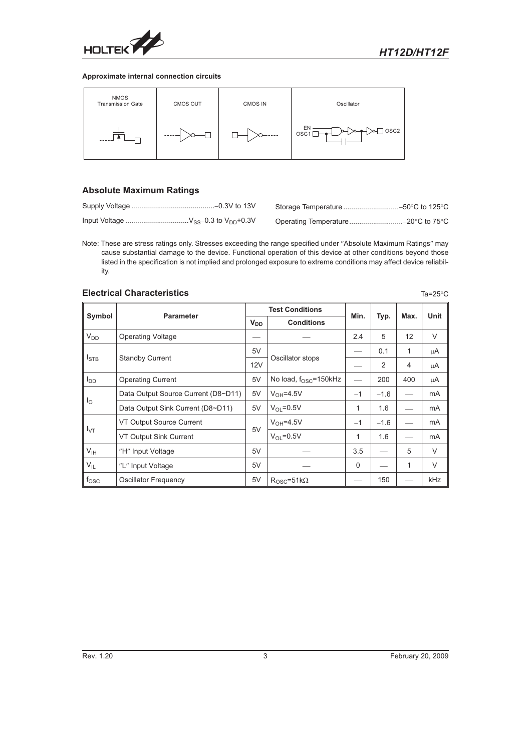**Approximate internal connection circuits**

| NMOS Transmission Gate | CMOS OUT | CMOS IN | Oscillator |
|---|---|---|---|
| | | | EN, OSC1, OSC2 |

## Absolute Maximum Ratings

Supply Voltage ..........................................–0.3V to 13V

Input Voltage ................................$V_{SS}$–0.3 to $V_{DD}$+0.3V

Storage Temperature ............................–50°C to 125°C

Operating Temperature...........................–20°C to 75°C

Note: These are stress ratings only. Stresses exceeding the range specified under "Absolute Maximum Ratings" may cause substantial damage to the device. Functional operation of this device at other conditions beyond those listed in the specification is not implied and prolonged exposure to extreme conditions may affect device reliability.

## Electrical Characteristics

Ta=25°C

| Symbol | Parameter | Test Conditions | | Min. | Typ. | Max. | Unit |
|---|---|---|---|---|---|---|---|
| | | $V_{DD}$ | Conditions | | | | |
| $V_{DD}$ | Operating Voltage | — | — | 2.4 | 5 | 12 | V |
| $I_{STB}$ | Standby Current | 5V | Oscillator stops | — | 0.1 | 1 | μA |
| | | 12V | | — | 2 | 4 | μA |
| $I_{DD}$ | Operating Current | 5V | No load, $f_{OSC}$=150kHz | — | 200 | 400 | μA |
| $I_O$ | Data Output Source Current (D8~D11) | 5V | $V_{OH}$=4.5V | −1 | −1.6 | — | mA |
| | Data Output Sink Current (D8~D11) | 5V | $V_{OL}$=0.5V | 1 | 1.6 | — | mA |
| $I_{VT}$ | VT Output Source Current | 5V | $V_{OH}$=4.5V | −1 | −1.6 | — | mA |
| | VT Output Sink Current | | $V_{OL}$=0.5V | 1 | 1.6 | — | mA |
| $V_{IH}$ | "H" Input Voltage | 5V | — | 3.5 | — | 5 | V |
| $V_{IL}$ | "L" Input Voltage | 5V | — | 0 | — | 1 | V |
| $f_{OSC}$ | Oscillator Frequency | 5V | $R_{OSC}$=51kΩ | — | 150 | — | kHz |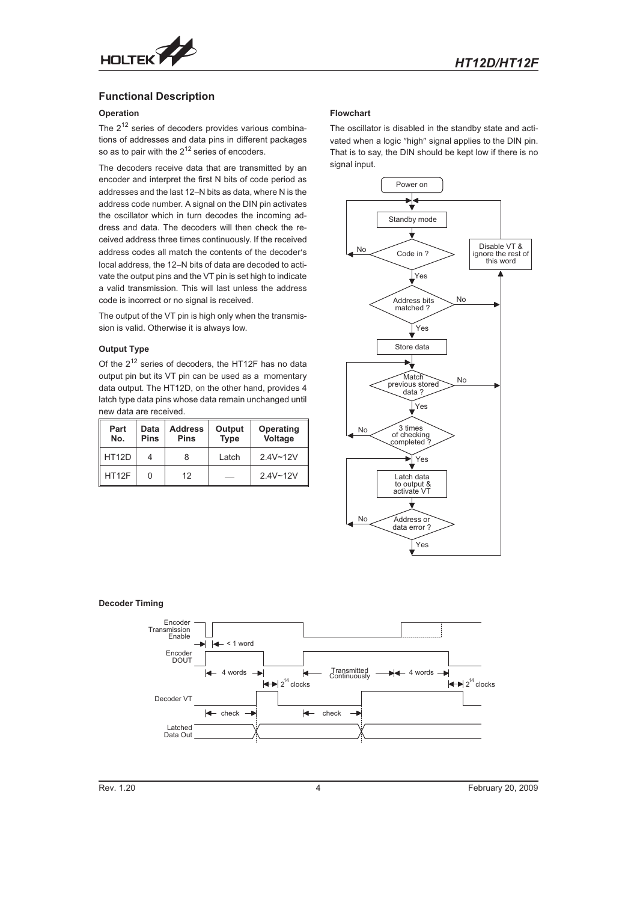## Functional Description

### Operation

The $2^{12}$ series of decoders provides various combinations of addresses and data pins in different packages so as to pair with the $2^{12}$ series of encoders.

The decoders receive data that are transmitted by an encoder and interpret the first N bits of code period as addresses and the last 12−N bits as data, where N is the address code number. A signal on the DIN pin activates the oscillator which in turn decodes the incoming address and data. The decoders will then check the received address three times continuously. If the received address codes all match the contents of the decoder's local address, the 12−N bits of data are decoded to activate the output pins and the VT pin is set high to indicate a valid transmission. This will last unless the address code is incorrect or no signal is received.

The output of the VT pin is high only when the transmission is valid. Otherwise it is always low.

### Output Type

Of the $2^{12}$ series of decoders, the HT12F has no data output pin but its VT pin can be used as a momentary data output. The HT12D, on the other hand, provides 4 latch type data pins whose data remain unchanged until new data are received.

| Part No. | Data Pins | Address Pins | Output Type | Operating Voltage |
|---|---|---|---|---|
| HT12D | 4 | 8 | Latch | 2.4V~12V |
| HT12F | 0 | 12 | — | 2.4V~12V |

### Flowchart

The oscillator is disabled in the standby state and activated when a logic "high" signal applies to the DIN pin. That is to say, the DIN should be kept low if there is no signal input.

### Decoder Timing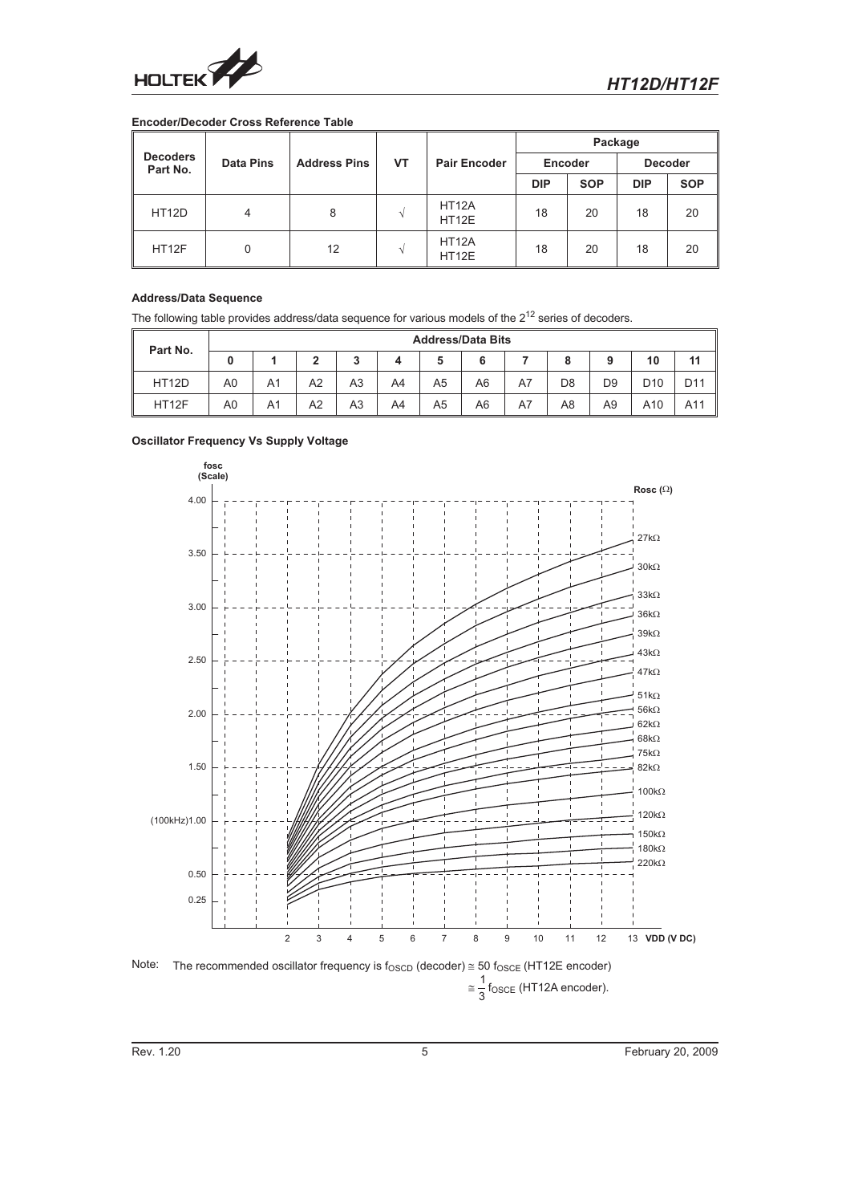### Encoder/Decoder Cross Reference Table

| Decoders Part No. | Data Pins | Address Pins | VT | Pair Encoder | Package | | | |
|---|---|---|---|---|---|---|---|---|
| | | | | | Encoder | | Decoder | |
| | | | | | DIP | SOP | DIP | SOP |
| HT12D | 4 | 8 | √ | HT12A HT12E | 18 | 20 | 18 | 20 |
| HT12F | 0 | 12 | √ | HT12A HT12E | 18 | 20 | 18 | 20 |

### Address/Data Sequence

The following table provides address/data sequence for various models of the $2^{12}$ series of decoders.

| Part No. | Address/Data Bits | | | | | | | | | | | |
|---|---|---|---|---|---|---|---|---|---|---|---|---|
| | 0 | 1 | 2 | 3 | 4 | 5 | 6 | 7 | 8 | 9 | 10 | 11 |
| HT12D | A0 | A1 | A2 | A3 | A4 | A5 | A6 | A7 | D8 | D9 | D10 | D11 |
| HT12F | A0 | A1 | A2 | A3 | A4 | A5 | A6 | A7 | A8 | A9 | A10 | A11 |

### Oscillator Frequency Vs Supply Voltage

fosc (Scale)

Rosc (Ω): 27kΩ, 30kΩ, 33kΩ, 36kΩ, 39kΩ, 43kΩ, 47kΩ, 51kΩ, 56kΩ, 62kΩ, 68kΩ, 75kΩ, 82kΩ, 100kΩ, 120kΩ, 150kΩ, 180kΩ, 220kΩ

Y axis: 0.25, 0.50, (100kHz)1.00, 1.50, 2.00, 2.50, 3.00, 3.50, 4.00

X axis: 2, 3, 4, 5, 6, 7, 8, 9, 10, 11, 12, 13 VDD (V DC)

Note: The recommended oscillator frequency is $f_{OSCD}$ (decoder) $\cong 50\ f_{OSCE}$ (HT12E encoder)

$\cong \frac{1}{3} f_{OSCE}$ (HT12A encoder).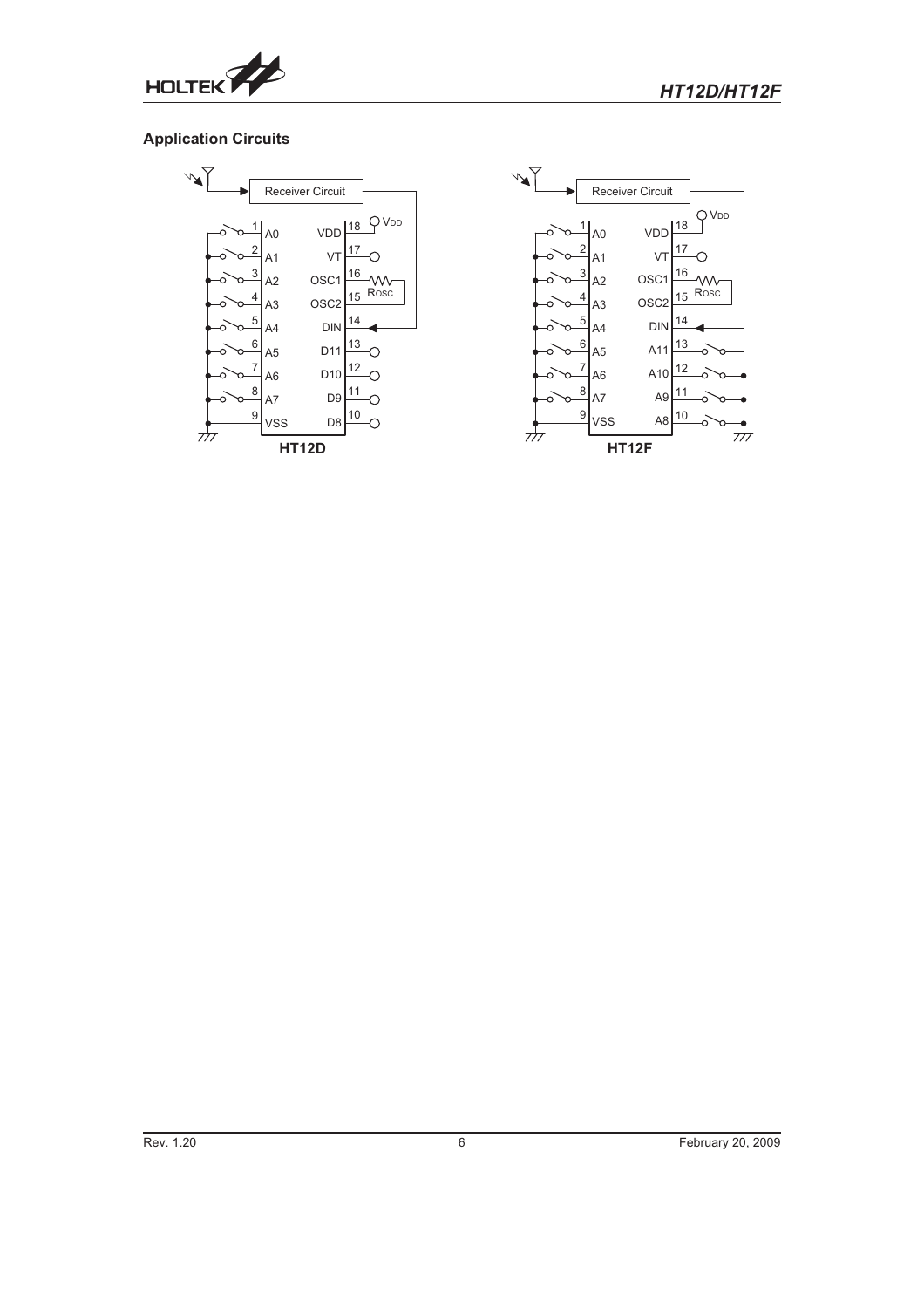## Application Circuits

Receiver Circuit

| Pin | Name | Name | Pin |
|---|---|---|---|
| 1 | A0 | VDD | 18 |
| 2 | A1 | VT | 17 |
| 3 | A2 | OSC1 | 16 |
| 4 | A3 | OSC2 | 15 |
| 5 | A4 | DIN | 14 |
| 6 | A5 | D11 | 13 |
| 7 | A6 | D10 | 12 |
| 8 | A7 | D9 | 11 |
| 9 | VSS | D8 | 10 |

$V_{DD}$ ROSC

**HT12D**

Receiver Circuit

| Pin | Name | Name | Pin |
|---|---|---|---|
| 1 | A0 | VDD | 18 |
| 2 | A1 | VT | 17 |
| 3 | A2 | OSC1 | 16 |
| 4 | A3 | OSC2 | 15 |
| 5 | A4 | DIN | 14 |
| 6 | A5 | A11 | 13 |
| 7 | A6 | A10 | 12 |
| 8 | A7 | A9 | 11 |
| 9 | VSS | A8 | 10 |

$V_{DD}$ ROSC

**HT12F**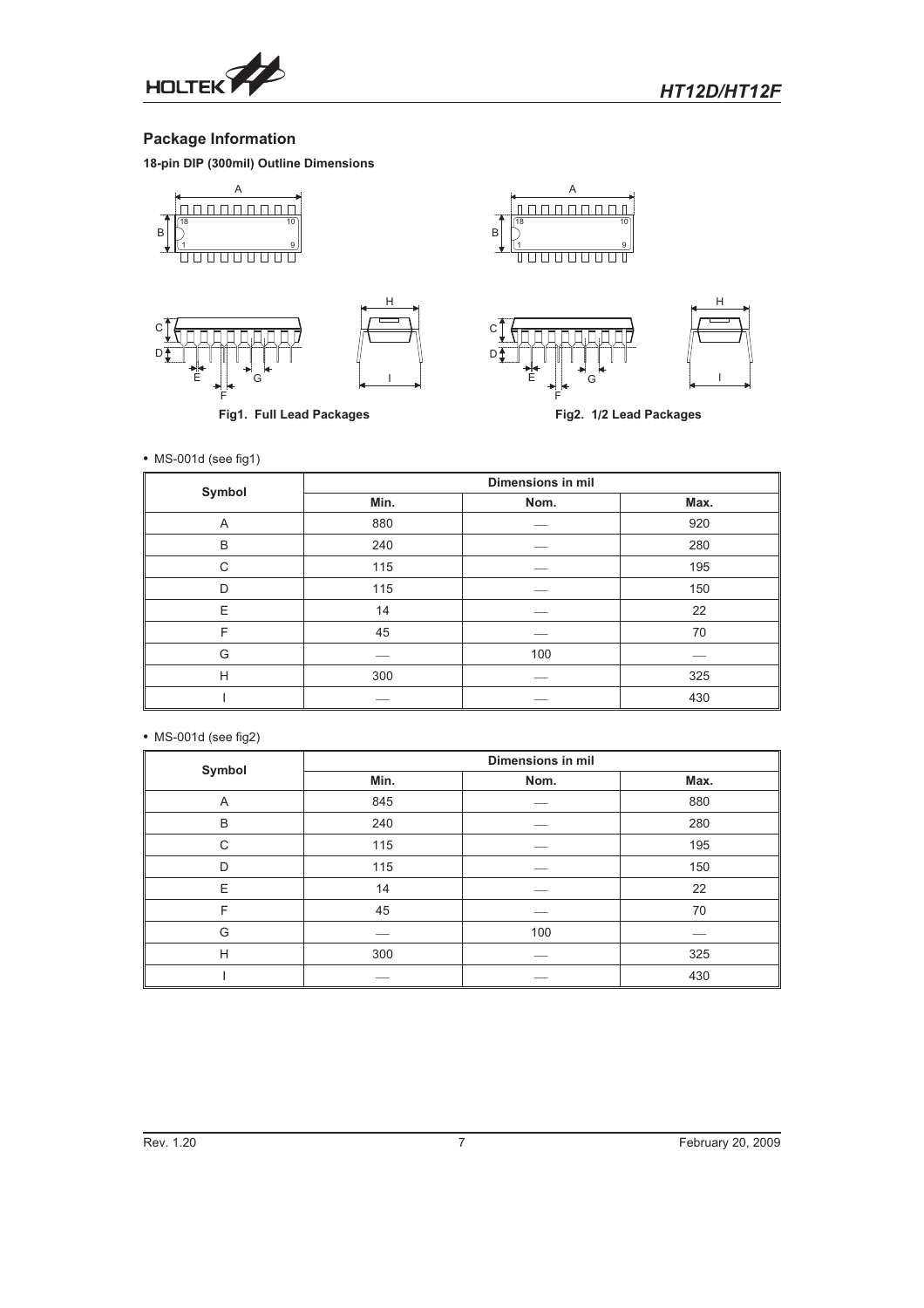## Package Information

**18-pin DIP (300mil) Outline Dimensions**

Fig1. Full Lead Packages

Fig2. 1/2 Lead Packages

- MS-001d (see fig1)

| Symbol | Dimensions in mil | | |
|---|---|---|---|
| | Min. | Nom. | Max. |
| A | 880 | — | 920 |
| B | 240 | — | 280 |
| C | 115 | — | 195 |
| D | 115 | — | 150 |
| E | 14 | — | 22 |
| F | 45 | — | 70 |
| G | — | 100 | — |
| H | 300 | — | 325 |
| I | — | — | 430 |

- MS-001d (see fig2)

| Symbol | Dimensions in mil | | |
|---|---|---|---|
| | Min. | Nom. | Max. |
| A | 845 | — | 880 |
| B | 240 | — | 280 |
| C | 115 | — | 195 |
| D | 115 | — | 150 |
| E | 14 | — | 22 |
| F | 45 | — | 70 |
| G | — | 100 | — |
| H | 300 | — | 325 |
| I | — | — | 430 |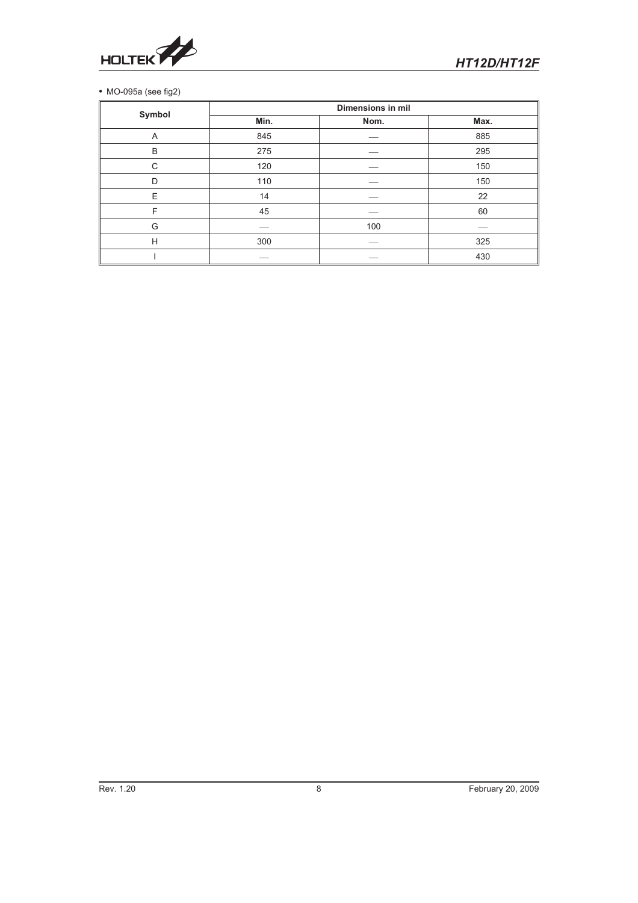• MO-095a (see fig2)

| Symbol | Dimensions in mil | | |
|---|---|---|---|
| | Min. | Nom. | Max. |
| A | 845 | — | 885 |
| B | 275 | — | 295 |
| C | 120 | — | 150 |
| D | 110 | — | 150 |
| E | 14 | — | 22 |
| F | 45 | — | 60 |
| G | — | 100 | — |
| H | 300 | — | 325 |
| I | — | — | 430 |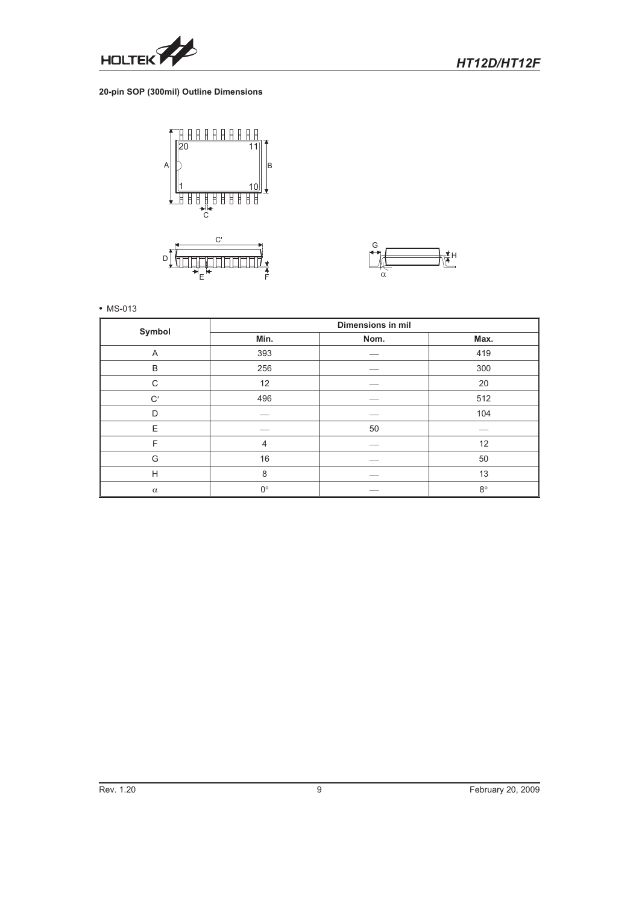**20-pin SOP (300mil) Outline Dimensions**

• MS-013

| Symbol | Dimensions in mil | | |
|---|---|---|---|
| | Min. | Nom. | Max. |
| A | 393 | — | 419 |
| B | 256 | — | 300 |
| C | 12 | — | 20 |
| C′ | 496 | — | 512 |
| D | — | — | 104 |
| E | — | 50 | — |
| F | 4 | — | 12 |
| G | 16 | — | 50 |
| H | 8 | — | 13 |
| $\alpha$ | 0° | — | 8° |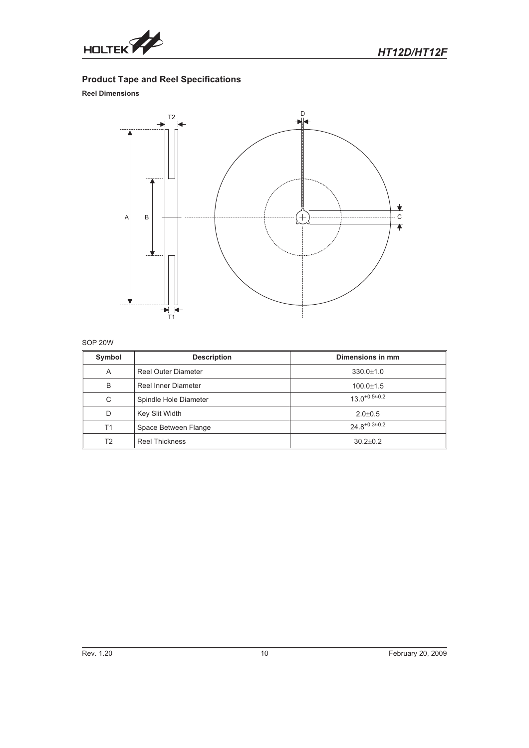## Product Tape and Reel Specifications

### Reel Dimensions

SOP 20W

| Symbol | Description | Dimensions in mm |
|---|---|---|
| A | Reel Outer Diameter | 330.0±1.0 |
| B | Reel Inner Diameter | 100.0±1.5 |
| C | Spindle Hole Diameter | $13.0^{+0.5/-0.2}$ |
| D | Key Slit Width | 2.0±0.5 |
| T1 | Space Between Flange | $24.8^{+0.3/-0.2}$ |
| T2 | Reel Thickness | 30.2±0.2 |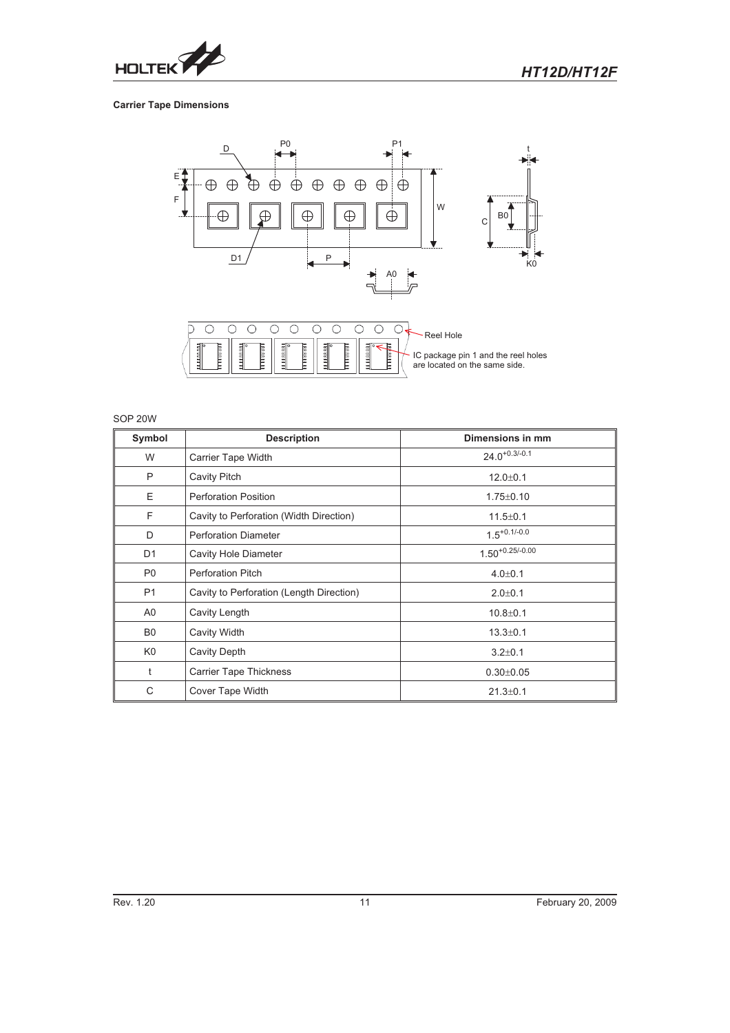### Carrier Tape Dimensions

Reel Hole

IC package pin 1 and the reel holes are located on the same side.

SOP 20W

| Symbol | Description | Dimensions in mm |
|---|---|---|
| W | Carrier Tape Width | $24.0^{+0.3/-0.1}$ |
| P | Cavity Pitch | 12.0±0.1 |
| E | Perforation Position | 1.75±0.10 |
| F | Cavity to Perforation (Width Direction) | 11.5±0.1 |
| D | Perforation Diameter | $1.5^{+0.1/-0.0}$ |
| D1 | Cavity Hole Diameter | $1.50^{+0.25/-0.00}$ |
| P0 | Perforation Pitch | 4.0±0.1 |
| P1 | Cavity to Perforation (Length Direction) | 2.0±0.1 |
| A0 | Cavity Length | 10.8±0.1 |
| B0 | Cavity Width | 13.3±0.1 |
| K0 | Cavity Depth | 3.2±0.1 |
| t | Carrier Tape Thickness | 0.30±0.05 |
| C | Cover Tape Width | 21.3±0.1 |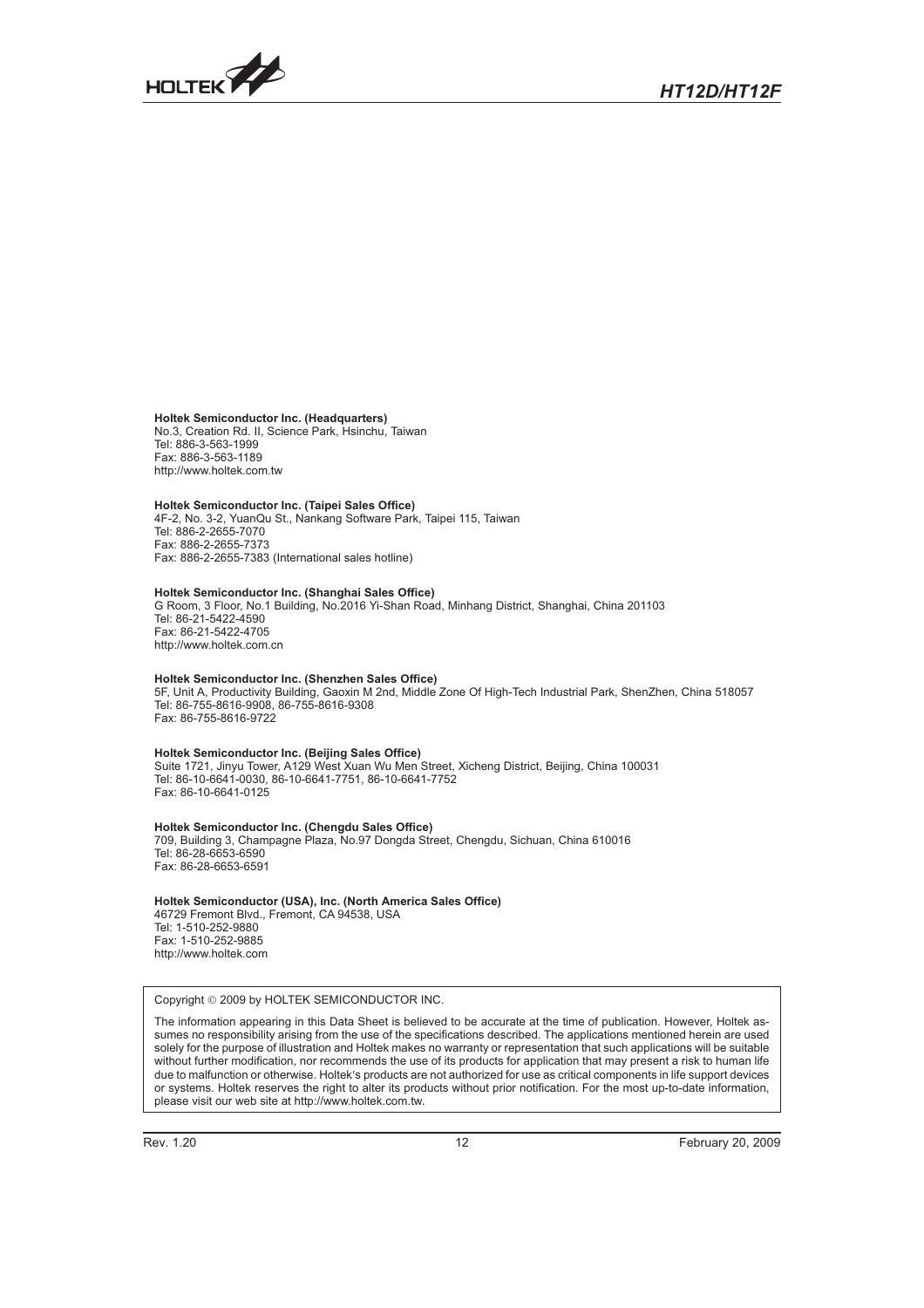**Holtek Semiconductor Inc. (Headquarters)**
No.3, Creation Rd. II, Science Park, Hsinchu, Taiwan
Tel: 886-3-563-1999
Fax: 886-3-563-1189
http://www.holtek.com.tw

**Holtek Semiconductor Inc. (Taipei Sales Office)**
4F-2, No. 3-2, YuanQu St., Nankang Software Park, Taipei 115, Taiwan
Tel: 886-2-2655-7070
Fax: 886-2-2655-7373
Fax: 886-2-2655-7383 (International sales hotline)

**Holtek Semiconductor Inc. (Shanghai Sales Office)**
G Room, 3 Floor, No.1 Building, No.2016 Yi-Shan Road, Minhang District, Shanghai, China 201103
Tel: 86-21-5422-4590
Fax: 86-21-5422-4705
http://www.holtek.com.cn

**Holtek Semiconductor Inc. (Shenzhen Sales Office)**
5F, Unit A, Productivity Building, Gaoxin M 2nd, Middle Zone Of High-Tech Industrial Park, ShenZhen, China 518057
Tel: 86-755-8616-9908, 86-755-8616-9308
Fax: 86-755-8616-9722

**Holtek Semiconductor Inc. (Beijing Sales Office)**
Suite 1721, Jinyu Tower, A129 West Xuan Wu Men Street, Xicheng District, Beijing, China 100031
Tel: 86-10-6641-0030, 86-10-6641-7751, 86-10-6641-7752
Fax: 86-10-6641-0125

**Holtek Semiconductor Inc. (Chengdu Sales Office)**
709, Building 3, Champagne Plaza, No.97 Dongda Street, Chengdu, Sichuan, China 610016
Tel: 86-28-6653-6590
Fax: 86-28-6653-6591

**Holtek Semiconductor (USA), Inc. (North America Sales Office)**
46729 Fremont Blvd., Fremont, CA 94538, USA
Tel: 1-510-252-9880
Fax: 1-510-252-9885
http://www.holtek.com

Copyright © 2009 by HOLTEK SEMICONDUCTOR INC.

The information appearing in this Data Sheet is believed to be accurate at the time of publication. However, Holtek assumes no responsibility arising from the use of the specifications described. The applications mentioned herein are used solely for the purpose of illustration and Holtek makes no warranty or representation that such applications will be suitable without further modification, nor recommends the use of its products for application that may present a risk to human life due to malfunction or otherwise. Holtek's products are not authorized for use as critical components in life support devices or systems. Holtek reserves the right to alter its products without prior notification. For the most up-to-date information, please visit our web site at http://www.holtek.com.tw.